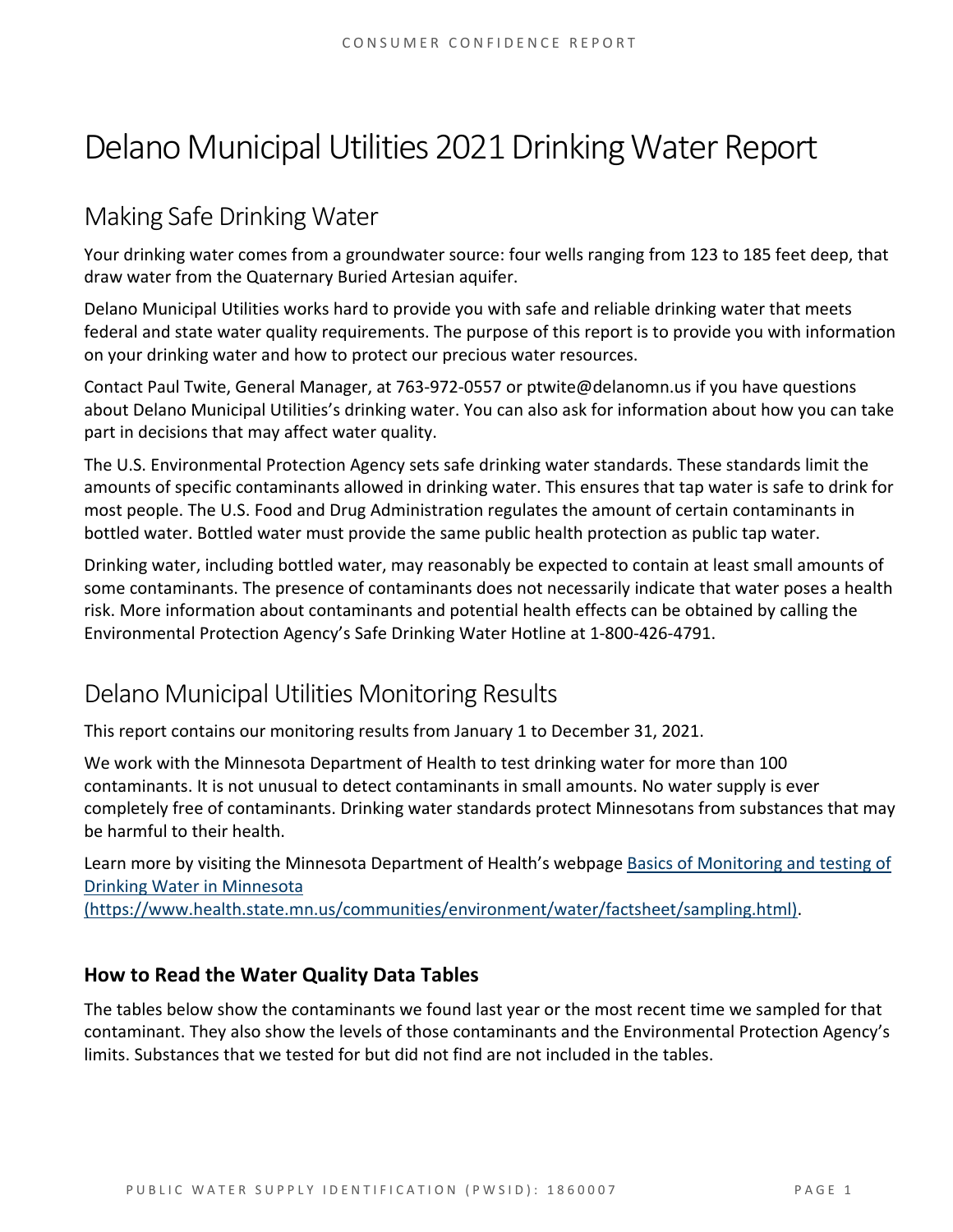# Delano Municipal Utilities 2021 Drinking Water Report

## Making Safe Drinking Water

Your drinking water comes from a groundwater source: four wells ranging from 123 to 185 feet deep, that draw water from the Quaternary Buried Artesian aquifer.

Delano Municipal Utilities works hard to provide you with safe and reliable drinking water that meets federal and state water quality requirements. The purpose of this report is to provide you with information on your drinking water and how to protect our precious water resources.

Contact Paul Twite, General Manager, at 763-972-0557 or ptwite@delanomn.us if you have questions about Delano Municipal Utilities's drinking water. You can also ask for information about how you can take part in decisions that may affect water quality.

The U.S. Environmental Protection Agency sets safe drinking water standards. These standards limit the amounts of specific contaminants allowed in drinking water. This ensures that tap water is safe to drink for most people. The U.S. Food and Drug Administration regulates the amount of certain contaminants in bottled water. Bottled water must provide the same public health protection as public tap water.

Drinking water, including bottled water, may reasonably be expected to contain at least small amounts of some contaminants. The presence of contaminants does not necessarily indicate that water poses a health risk. More information about contaminants and potential health effects can be obtained by calling the Environmental Protection Agency's Safe Drinking Water Hotline at 1-800-426-4791.

## Delano Municipal Utilities Monitoring Results

This report contains our monitoring results from January 1 to December 31, 2021.

We work with the Minnesota Department of Health to test drinking water for more than 100 contaminants. It is not unusual to detect contaminants in small amounts. No water supply is ever completely free of contaminants. Drinking water standards protect Minnesotans from substances that may be harmful to their health.

Learn more by visiting the Minnesota Department of Health's webpage [Basics of Monitoring and testing of Drinking Water in Minnesota (https://www.health.state.mn.us/communities/environment/water/factsheet/sampling.html)](https://www.health.state.mn.us/communities/environment/water/factsheet/sampling.html).

### How to Read the Water Quality Data Tables

The tables below show the contaminants we found last year or the most recent time we sampled for that contaminant. They also show the levels of those contaminants and the Environmental Protection Agency's limits. Substances that we tested for but did not find are not included in the tables.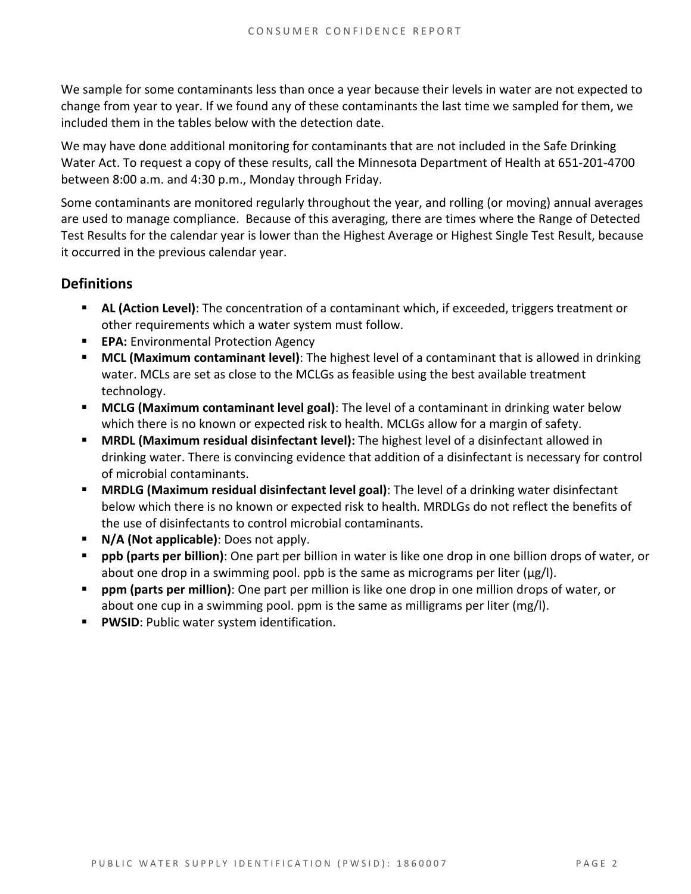We sample for some contaminants less than once a year because their levels in water are not expected to change from year to year. If we found any of these contaminants the last time we sampled for them, we included them in the tables below with the detection date.

We may have done additional monitoring for contaminants that are not included in the Safe Drinking Water Act. To request a copy of these results, call the Minnesota Department of Health at 651-201-4700 between 8:00 a.m. and 4:30 p.m., Monday through Friday.

Some contaminants are monitored regularly throughout the year, and rolling (or moving) annual averages are used to manage compliance. Because of this averaging, there are times where the Range of Detected Test Results for the calendar year is lower than the Highest Average or Highest Single Test Result, because it occurred in the previous calendar year.

## Definitions

- **AL (Action Level)**: The concentration of a contaminant which, if exceeded, triggers treatment or other requirements which a water system must follow.
- **EPA:** Environmental Protection Agency
- **MCL (Maximum contaminant level)**: The highest level of a contaminant that is allowed in drinking water. MCLs are set as close to the MCLGs as feasible using the best available treatment technology.
- **MCLG (Maximum contaminant level goal)**: The level of a contaminant in drinking water below which there is no known or expected risk to health. MCLGs allow for a margin of safety.
- **MRDL (Maximum residual disinfectant level):** The highest level of a disinfectant allowed in drinking water. There is convincing evidence that addition of a disinfectant is necessary for control of microbial contaminants.
- **MRDLG (Maximum residual disinfectant level goal)**: The level of a drinking water disinfectant below which there is no known or expected risk to health. MRDLGs do not reflect the benefits of the use of disinfectants to control microbial contaminants.
- **N/A (Not applicable)**: Does not apply.
- **ppb (parts per billion)**: One part per billion in water is like one drop in one billion drops of water, or about one drop in a swimming pool. ppb is the same as micrograms per liter (μg/l).
- **ppm (parts per million)**: One part per million is like one drop in one million drops of water, or about one cup in a swimming pool. ppm is the same as milligrams per liter (mg/l).
- **PWSID**: Public water system identification.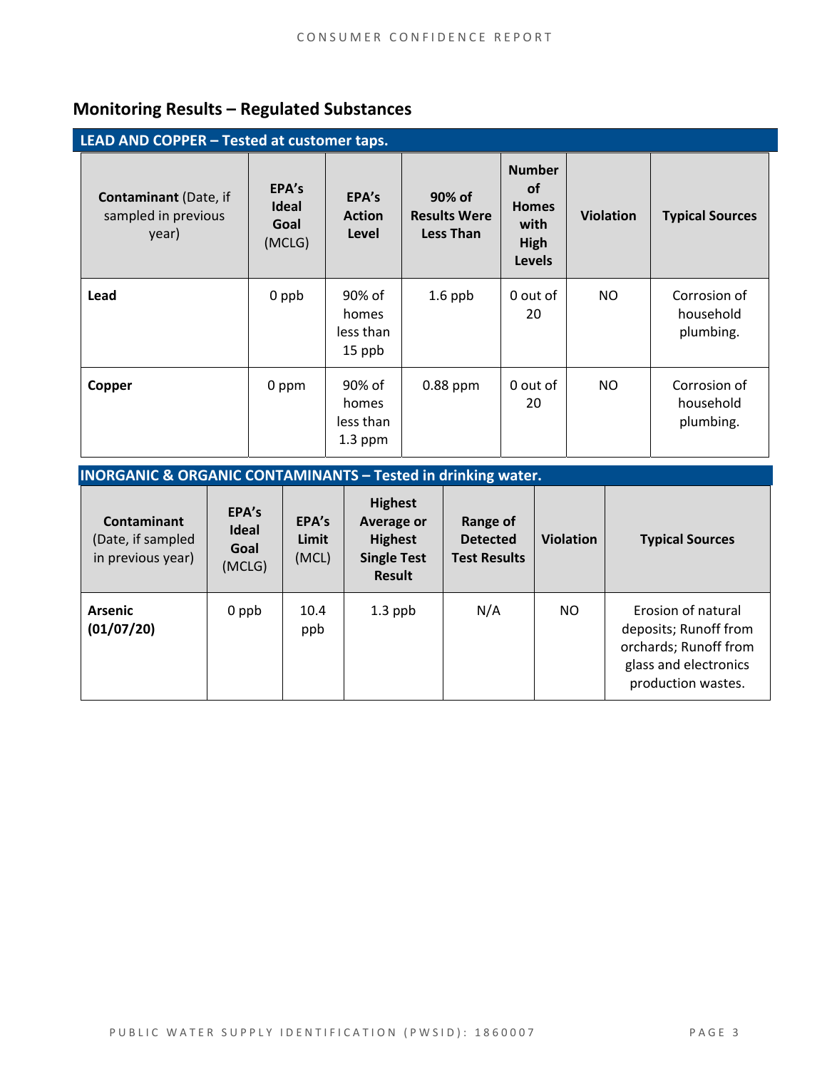## Monitoring Results – Regulated Substances

**LEAD AND COPPER – Tested at customer taps.**

| **Contaminant** (Date, if sampled in previous year) | **EPA's Ideal Goal** (MCLG) | **EPA's Action Level** | **90% of Results Were Less Than** | **Number of Homes with High Levels** | **Violation** | **Typical Sources** |
|---|---|---|---|---|---|---|
| **Lead** | 0 ppb | 90% of homes less than 15 ppb | 1.6 ppb | 0 out of 20 | NO | Corrosion of household plumbing. |
| **Copper** | 0 ppm | 90% of homes less than 1.3 ppm | 0.88 ppm | 0 out of 20 | NO | Corrosion of household plumbing. |

**INORGANIC & ORGANIC CONTAMINANTS – Tested in drinking water.**

| **Contaminant** (Date, if sampled in previous year) | **EPA's Ideal Goal** (MCLG) | **EPA's Limit** (MCL) | **Highest Average or Highest Single Test Result** | **Range of Detected Test Results** | **Violation** | **Typical Sources** |
|---|---|---|---|---|---|---|
| **Arsenic (01/07/20)** | 0 ppb | 10.4 ppb | 1.3 ppb | N/A | NO | Erosion of natural deposits; Runoff from orchards; Runoff from glass and electronics production wastes. |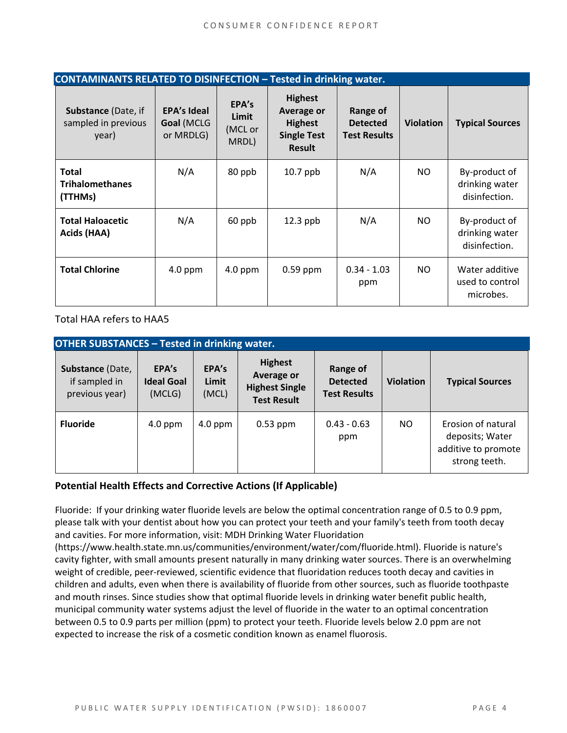| CONTAMINANTS RELATED TO DISINFECTION – Tested in drinking water. | | | | | | |
|---|---|---|---|---|---|---|
| **Substance** (Date, if sampled in previous year) | **EPA's Ideal Goal** (MCLG or MRDLG) | **EPA's Limit** (MCL or MRDL) | **Highest Average or Highest Single Test Result** | **Range of Detected Test Results** | **Violation** | **Typical Sources** |
| **Total Trihalomethanes (TTHMs)** | N/A | 80 ppb | 10.7 ppb | N/A | NO | By-product of drinking water disinfection. |
| **Total Haloacetic Acids (HAA)** | N/A | 60 ppb | 12.3 ppb | N/A | NO | By-product of drinking water disinfection. |
| **Total Chlorine** | 4.0 ppm | 4.0 ppm | 0.59 ppm | 0.34 - 1.03 ppm | NO | Water additive used to control microbes. |

Total HAA refers to HAA5

| OTHER SUBSTANCES – Tested in drinking water. | | | | | | |
|---|---|---|---|---|---|---|
| **Substance** (Date, if sampled in previous year) | **EPA's Ideal Goal** (MCLG) | **EPA's Limit** (MCL) | **Highest Average or Highest Single Test Result** | **Range of Detected Test Results** | **Violation** | **Typical Sources** |
| **Fluoride** | 4.0 ppm | 4.0 ppm | 0.53 ppm | 0.43 - 0.63 ppm | NO | Erosion of natural deposits; Water additive to promote strong teeth. |

### Potential Health Effects and Corrective Actions (If Applicable)

Fluoride: If your drinking water fluoride levels are below the optimal concentration range of 0.5 to 0.9 ppm, please talk with your dentist about how you can protect your teeth and your family's teeth from tooth decay and cavities. For more information, visit: MDH Drinking Water Fluoridation (https://www.health.state.mn.us/communities/environment/water/com/fluoride.html). Fluoride is nature's cavity fighter, with small amounts present naturally in many drinking water sources. There is an overwhelming weight of credible, peer-reviewed, scientific evidence that fluoridation reduces tooth decay and cavities in children and adults, even when there is availability of fluoride from other sources, such as fluoride toothpaste and mouth rinses. Since studies show that optimal fluoride levels in drinking water benefit public health, municipal community water systems adjust the level of fluoride in the water to an optimal concentration between 0.5 to 0.9 parts per million (ppm) to protect your teeth. Fluoride levels below 2.0 ppm are not expected to increase the risk of a cosmetic condition known as enamel fluorosis.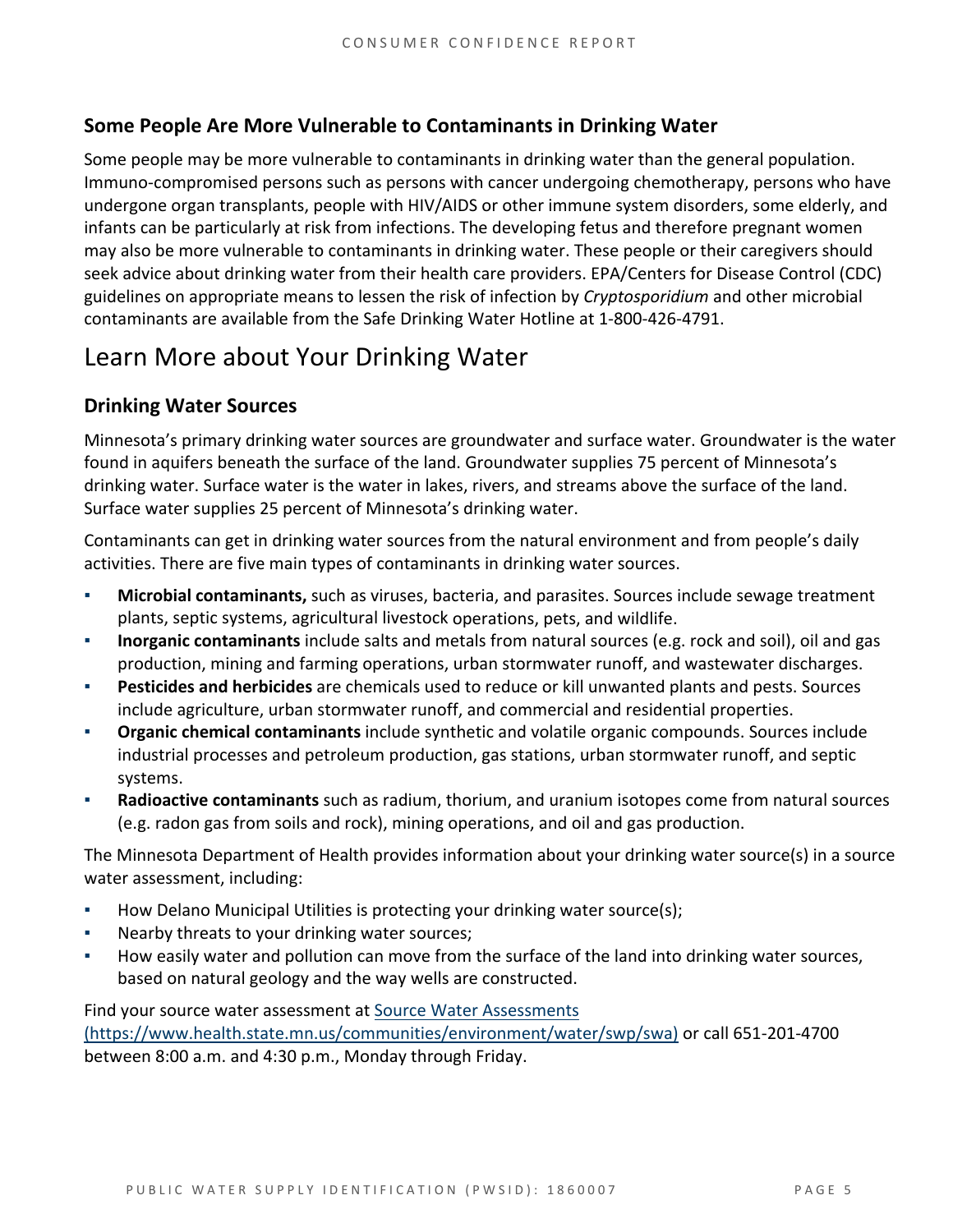### Some People Are More Vulnerable to Contaminants in Drinking Water

Some people may be more vulnerable to contaminants in drinking water than the general population. Immuno-compromised persons such as persons with cancer undergoing chemotherapy, persons who have undergone organ transplants, people with HIV/AIDS or other immune system disorders, some elderly, and infants can be particularly at risk from infections. The developing fetus and therefore pregnant women may also be more vulnerable to contaminants in drinking water. These people or their caregivers should seek advice about drinking water from their health care providers. EPA/Centers for Disease Control (CDC) guidelines on appropriate means to lessen the risk of infection by *Cryptosporidium* and other microbial contaminants are available from the Safe Drinking Water Hotline at 1-800-426-4791.

## Learn More about Your Drinking Water

### Drinking Water Sources

Minnesota's primary drinking water sources are groundwater and surface water. Groundwater is the water found in aquifers beneath the surface of the land. Groundwater supplies 75 percent of Minnesota's drinking water. Surface water is the water in lakes, rivers, and streams above the surface of the land. Surface water supplies 25 percent of Minnesota's drinking water.

Contaminants can get in drinking water sources from the natural environment and from people's daily activities. There are five main types of contaminants in drinking water sources.

- **Microbial contaminants,** such as viruses, bacteria, and parasites. Sources include sewage treatment plants, septic systems, agricultural livestock operations, pets, and wildlife.
- **Inorganic contaminants** include salts and metals from natural sources (e.g. rock and soil), oil and gas production, mining and farming operations, urban stormwater runoff, and wastewater discharges.
- **Pesticides and herbicides** are chemicals used to reduce or kill unwanted plants and pests. Sources include agriculture, urban stormwater runoff, and commercial and residential properties.
- **Organic chemical contaminants** include synthetic and volatile organic compounds. Sources include industrial processes and petroleum production, gas stations, urban stormwater runoff, and septic systems.
- **Radioactive contaminants** such as radium, thorium, and uranium isotopes come from natural sources (e.g. radon gas from soils and rock), mining operations, and oil and gas production.

The Minnesota Department of Health provides information about your drinking water source(s) in a source water assessment, including:

- How Delano Municipal Utilities is protecting your drinking water source(s);
- Nearby threats to your drinking water sources;
- How easily water and pollution can move from the surface of the land into drinking water sources, based on natural geology and the way wells are constructed.

Find your source water assessment at [Source Water Assessments (https://www.health.state.mn.us/communities/environment/water/swp/swa)](https://www.health.state.mn.us/communities/environment/water/swp/swa) or call 651-201-4700 between 8:00 a.m. and 4:30 p.m., Monday through Friday.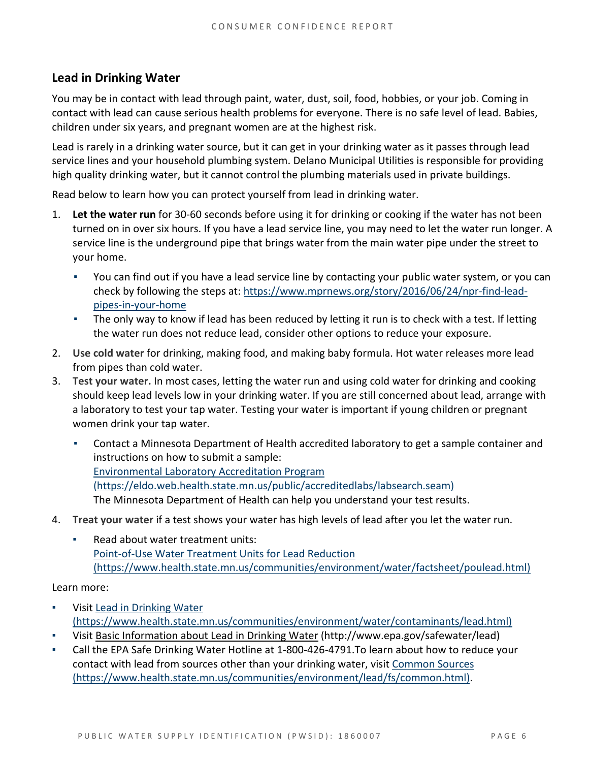## Lead in Drinking Water

You may be in contact with lead through paint, water, dust, soil, food, hobbies, or your job. Coming in contact with lead can cause serious health problems for everyone. There is no safe level of lead. Babies, children under six years, and pregnant women are at the highest risk.

Lead is rarely in a drinking water source, but it can get in your drinking water as it passes through lead service lines and your household plumbing system. Delano Municipal Utilities is responsible for providing high quality drinking water, but it cannot control the plumbing materials used in private buildings.

Read below to learn how you can protect yourself from lead in drinking water.

1. **Let the water run** for 30-60 seconds before using it for drinking or cooking if the water has not been turned on in over six hours. If you have a lead service line, you may need to let the water run longer. A service line is the underground pipe that brings water from the main water pipe under the street to your home.
   - You can find out if you have a lead service line by contacting your public water system, or you can check by following the steps at: https://www.mprnews.org/story/2016/06/24/npr-find-lead-pipes-in-your-home
   - The only way to know if lead has been reduced by letting it run is to check with a test. If letting the water run does not reduce lead, consider other options to reduce your exposure.
2. **Use cold water** for drinking, making food, and making baby formula. Hot water releases more lead from pipes than cold water.
3. **Test your water.** In most cases, letting the water run and using cold water for drinking and cooking should keep lead levels low in your drinking water. If you are still concerned about lead, arrange with a laboratory to test your tap water. Testing your water is important if young children or pregnant women drink your tap water.
   - Contact a Minnesota Department of Health accredited laboratory to get a sample container and instructions on how to submit a sample:
     Environmental Laboratory Accreditation Program
     (https://eldo.web.health.state.mn.us/public/accreditedlabs/labsearch.seam)
     The Minnesota Department of Health can help you understand your test results.
4. **Treat your water** if a test shows your water has high levels of lead after you let the water run.
   - Read about water treatment units:
     Point-of-Use Water Treatment Units for Lead Reduction
     (https://www.health.state.mn.us/communities/environment/water/factsheet/poulead.html)

Learn more:

- Visit Lead in Drinking Water
  (https://www.health.state.mn.us/communities/environment/water/contaminants/lead.html)
- Visit Basic Information about Lead in Drinking Water (http://www.epa.gov/safewater/lead)
- Call the EPA Safe Drinking Water Hotline at 1-800-426-4791.To learn about how to reduce your contact with lead from sources other than your drinking water, visit Common Sources (https://www.health.state.mn.us/communities/environment/lead/fs/common.html).